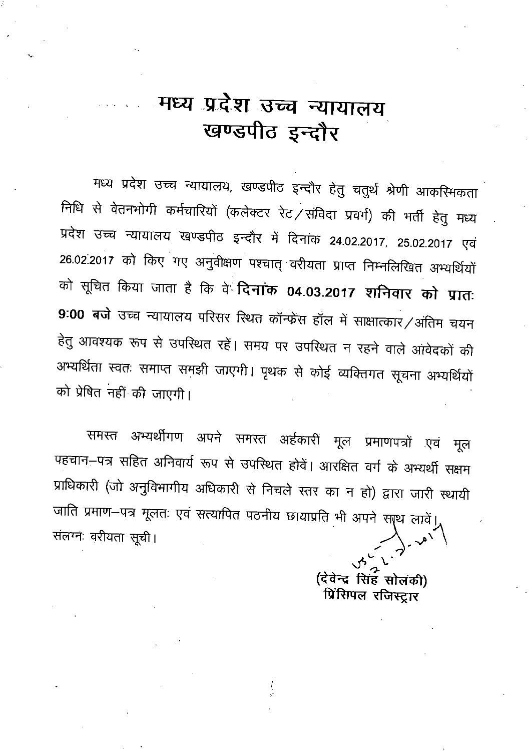# मध्य प्रदेश उच्च न्यायालय
## खण्डपीठ इन्दौर

मध्य प्रदेश उच्च न्यायालय, खण्डपीठ इन्दौर हेतु चतुर्थ श्रेणी आकस्मिकता निधि से वेतनभोगी कर्मचारियों (कलेक्टर रेट/संविदा प्रवर्ग) की भर्ती हेतु मध्य प्रदेश उच्च न्यायालय खण्डपीठ इन्दौर में दिनांक 24.02.2017, 25.02.2017 एवं 26.02.2017 को किए गए अनुवीक्षण पश्चात् वरीयता प्राप्त निम्नलिखित अभ्यर्थियों को सूचित किया जाता है कि वे **दिनांक 04.03.2017 शनिवार को प्रातः 9:00 बजे** उच्च न्यायालय परिसर स्थित कॉन्फ्रेंस हॉल में साक्षात्कार/अंतिम चयन हेतु आवश्यक रूप से उपस्थित रहें। समय पर उपस्थित न रहने वाले आवेदकों की अभ्यर्थिता स्वतः समाप्त समझी जाएगी। पृथक से कोई व्यक्तिगत सूचना अभ्यर्थियों को प्रेषित नहीं की जाएगी।

समस्त अभ्यर्थीगण अपने समस्त अर्हकारी मूल प्रमाणपत्रों एवं मूल पहचान–पत्र सहित अनिवार्य रूप से उपस्थित होवें। आरक्षित वर्ग के अभ्यर्थी सक्षम प्राधिकारी (जो अनुविभागीय अधिकारी से निचले स्तर का न हो) द्वारा जारी स्थायी जाति प्रमाण–पत्र मूलतः एवं सत्यापित पठनीय छायाप्रति भी अपने साथ लावें।

संलग्नः वरीयता सूची।

(देवेन्द्र सिंह सोलंकी)
प्रिंसिपल रजिस्ट्रार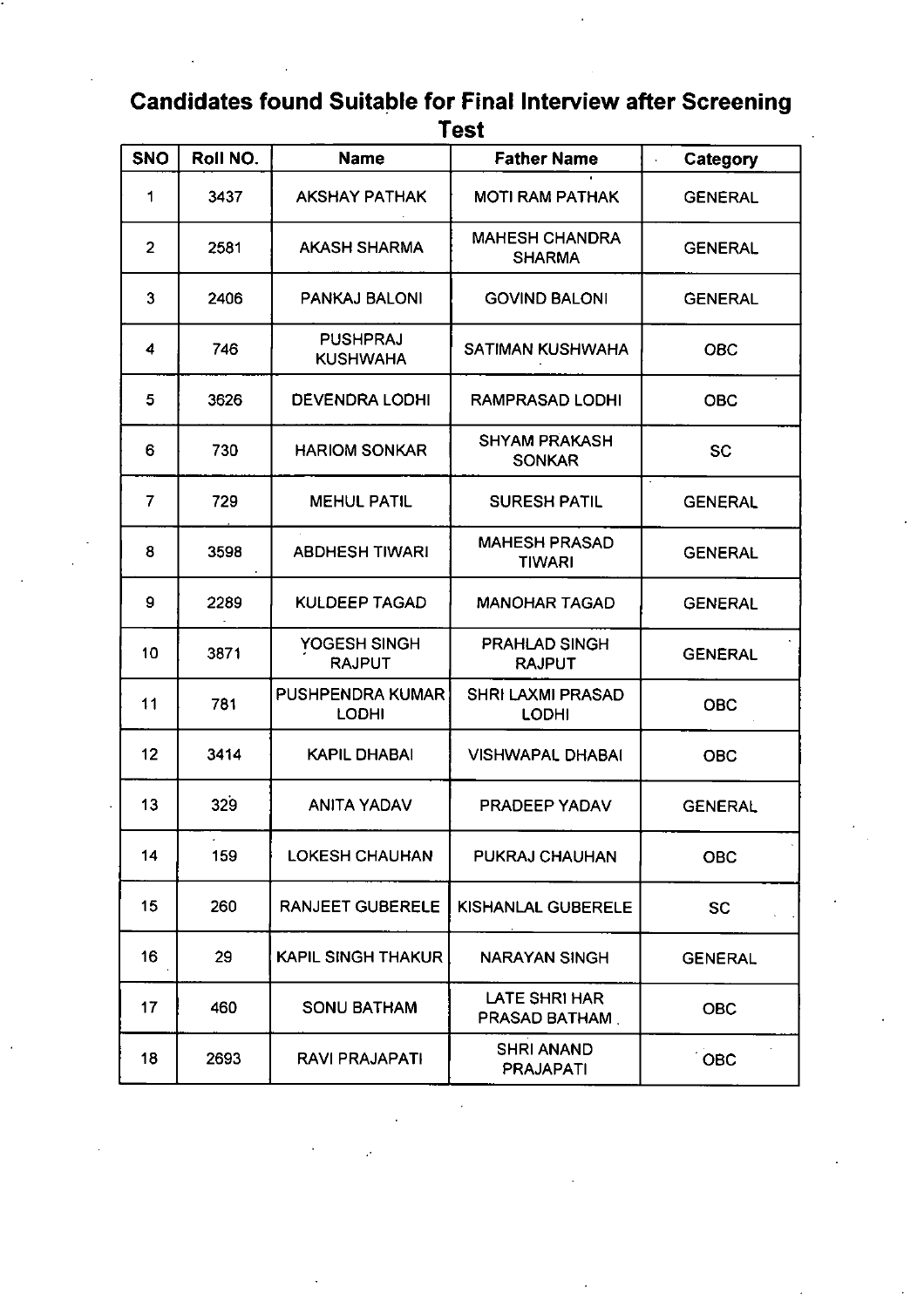## Candidates found Suitable for Final Interview after Screening Test

| SNO | Roll NO. | Name | Father Name | Category |
|---|---|---|---|---|
| 1 | 3437 | AKSHAY PATHAK | MOTI RAM PATHAK | GENERAL |
| 2 | 2581 | AKASH SHARMA | MAHESH CHANDRA SHARMA | GENERAL |
| 3 | 2406 | PANKAJ BALONI | GOVIND BALONI | GENERAL |
| 4 | 746 | PUSHPRAJ KUSHWAHA | SATIMAN KUSHWAHA | OBC |
| 5 | 3626 | DEVENDRA LODHI | RAMPRASAD LODHI | OBC |
| 6 | 730 | HARIOM SONKAR | SHYAM PRAKASH SONKAR | SC |
| 7 | 729 | MEHUL PATIL | SURESH PATIL | GENERAL |
| 8 | 3598 | ABDHESH TIWARI | MAHESH PRASAD TIWARI | GENERAL |
| 9 | 2289 | KULDEEP TAGAD | MANOHAR TAGAD | GENERAL |
| 10 | 3871 | YOGESH SINGH RAJPUT | PRAHLAD SINGH RAJPUT | GENERAL |
| 11 | 781 | PUSHPENDRA KUMAR LODHI | SHRI LAXMI PRASAD LODHI | OBC |
| 12 | 3414 | KAPIL DHABAI | VISHWAPAL DHABAI | OBC |
| 13 | 329 | ANITA YADAV | PRADEEP YADAV | GENERAL |
| 14 | 159 | LOKESH CHAUHAN | PUKRAJ CHAUHAN | OBC |
| 15 | 260 | RANJEET GUBERELE | KISHANLAL GUBERELE | SC |
| 16 | 29 | KAPIL SINGH THAKUR | NARAYAN SINGH | GENERAL |
| 17 | 460 | SONU BATHAM | LATE SHRI HAR PRASAD BATHAM. | OBC |
| 18 | 2693 | RAVI PRAJAPATI | SHRI ANAND PRAJAPATI | OBC |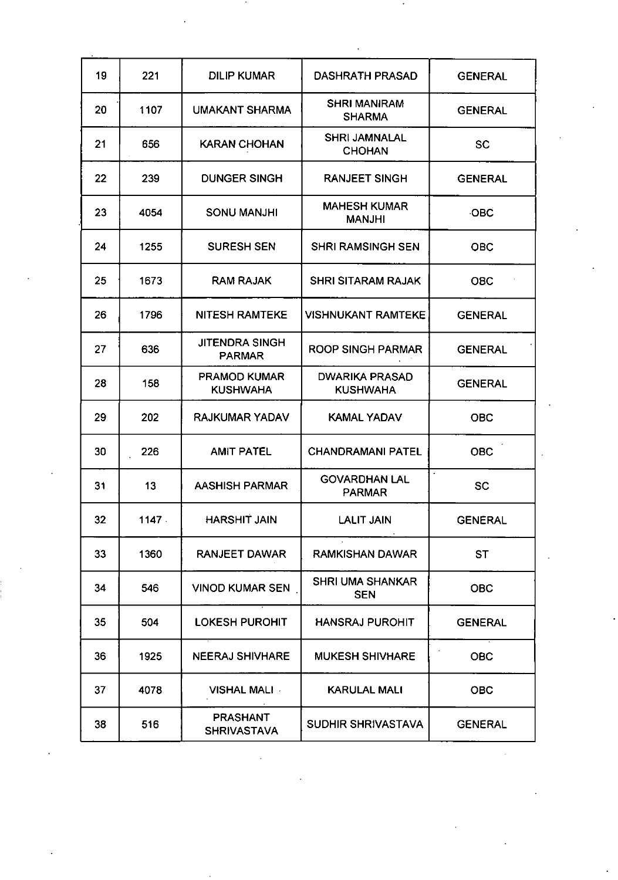| 19 | 221 | DILIP KUMAR | DASHRATH PRASAD | GENERAL |
|---|---|---|---|---|
| 20 | 1107 | UMAKANT SHARMA | SHRI MANIRAM SHARMA | GENERAL |
| 21 | 656 | KARAN CHOHAN | SHRI JAMNALAL CHOHAN | SC |
| 22 | 239 | DUNGER SINGH | RANJEET SINGH | GENERAL |
| 23 | 4054 | SONU MANJHI | MAHESH KUMAR MANJHI | OBC |
| 24 | 1255 | SURESH SEN | SHRI RAMSINGH SEN | OBC |
| 25 | 1673 | RAM RAJAK | SHRI SITARAM RAJAK | OBC |
| 26 | 1796 | NITESH RAMTEKE | VISHNUKANT RAMTEKE | GENERAL |
| 27 | 636 | JITENDRA SINGH PARMAR | ROOP SINGH PARMAR | GENERAL |
| 28 | 158 | PRAMOD KUMAR KUSHWAHA | DWARIKA PRASAD KUSHWAHA | GENERAL |
| 29 | 202 | RAJKUMAR YADAV | KAMAL YADAV | OBC |
| 30 | 226 | AMIT PATEL | CHANDRAMANI PATEL | OBC |
| 31 | 13 | AASHISH PARMAR | GOVARDHAN LAL PARMAR | SC |
| 32 | 1147 | HARSHIT JAIN | LALIT JAIN | GENERAL |
| 33 | 1360 | RANJEET DAWAR | RAMKISHAN DAWAR | ST |
| 34 | 546 | VINOD KUMAR SEN | SHRI UMA SHANKAR SEN | OBC |
| 35 | 504 | LOKESH PUROHIT | HANSRAJ PUROHIT | GENERAL |
| 36 | 1925 | NEERAJ SHIVHARE | MUKESH SHIVHARE | OBC |
| 37 | 4078 | VISHAL MALI | KARULAL MALI | OBC |
| 38 | 516 | PRASHANT SHRIVASTAVA | SUDHIR SHRIVASTAVA | GENERAL |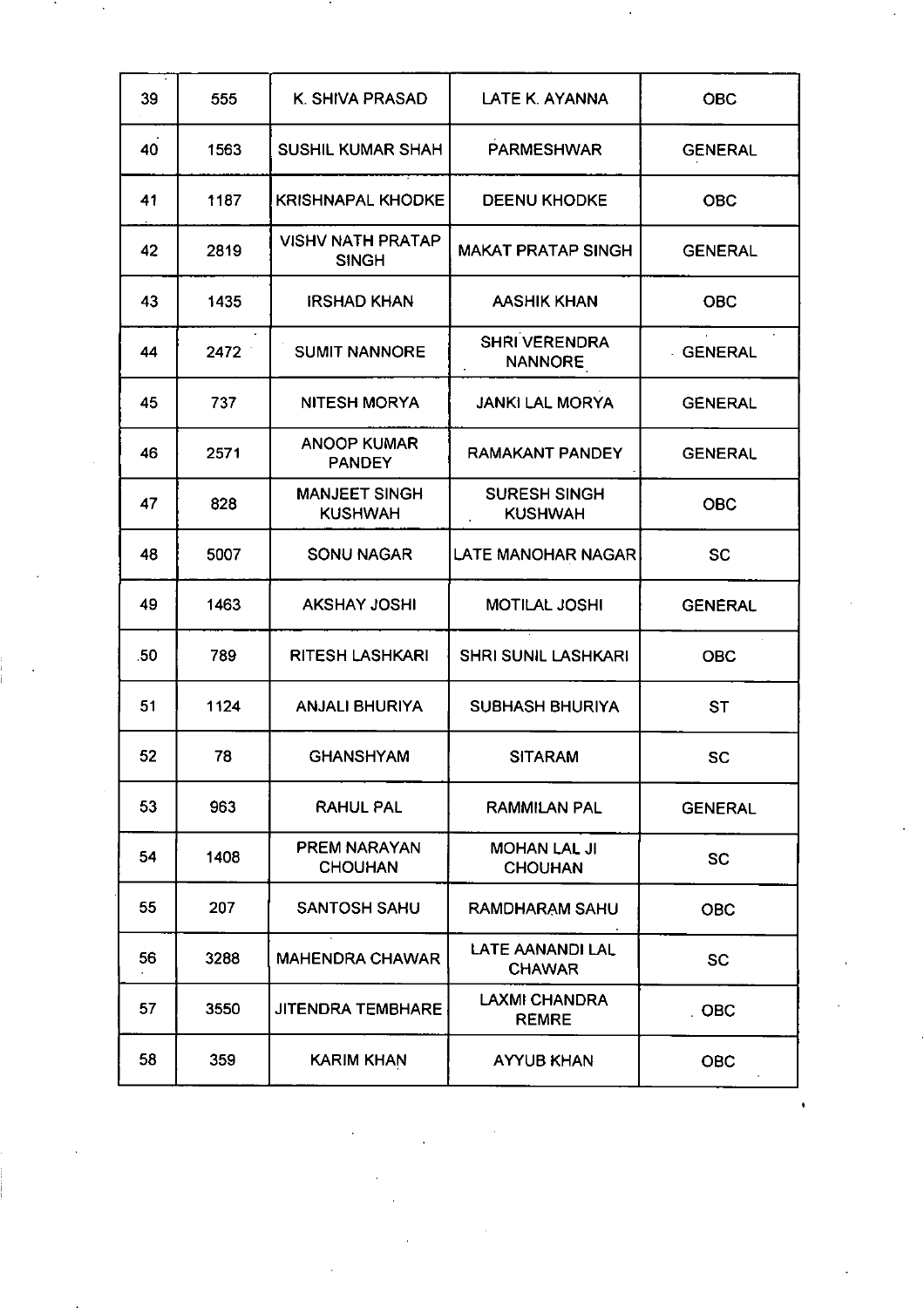| 39 | 555 | K. SHIVA PRASAD | LATE K. AYANNA | OBC |
|---|---|---|---|---|
| 40 | 1563 | SUSHIL KUMAR SHAH | PARMESHWAR | GENERAL |
| 41 | 1187 | KRISHNAPAL KHODKE | DEENU KHODKE | OBC |
| 42 | 2819 | VISHV NATH PRATAP SINGH | MAKAT PRATAP SINGH | GENERAL |
| 43 | 1435 | IRSHAD KHAN | AASHIK KHAN | OBC |
| 44 | 2472 | SUMIT NANNORE | SHRI VERENDRA NANNORE | GENERAL |
| 45 | 737 | NITESH MORYA | JANKI LAL MORYA | GENERAL |
| 46 | 2571 | ANOOP KUMAR PANDEY | RAMAKANT PANDEY | GENERAL |
| 47 | 828 | MANJEET SINGH KUSHWAH | SURESH SINGH KUSHWAH | OBC |
| 48 | 5007 | SONU NAGAR | LATE MANOHAR NAGAR | SC |
| 49 | 1463 | AKSHAY JOSHI | MOTILAL JOSHI | GENERAL |
| 50 | 789 | RITESH LASHKARI | SHRI SUNIL LASHKARI | OBC |
| 51 | 1124 | ANJALI BHURIYA | SUBHASH BHURIYA | ST |
| 52 | 78 | GHANSHYAM | SITARAM | SC |
| 53 | 963 | RAHUL PAL | RAMMILAN PAL | GENERAL |
| 54 | 1408 | PREM NARAYAN CHOUHAN | MOHAN LAL JI CHOUHAN | SC |
| 55 | 207 | SANTOSH SAHU | RAMDHARAM SAHU | OBC |
| 56 | 3288 | MAHENDRA CHAWAR | LATE AANANDI LAL CHAWAR | SC |
| 57 | 3550 | JITENDRA TEMBHARE | LAXMI CHANDRA REMRE | OBC |
| 58 | 359 | KARIM KHAN | AYYUB KHAN | OBC |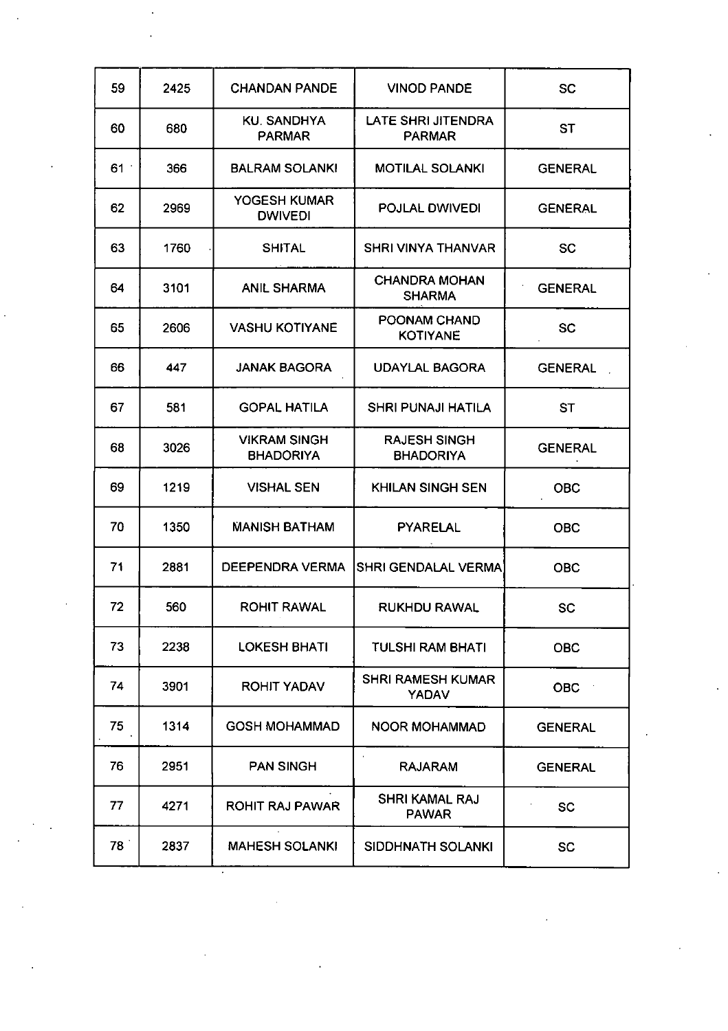| | | | | |
|---|---|---|---|---|
| 59 | 2425 | CHANDAN PANDE | VINOD PANDE | SC |
| 60 | 680 | KU. SANDHYA PARMAR | LATE SHRI JITENDRA PARMAR | ST |
| 61 | 366 | BALRAM SOLANKI | MOTILAL SOLANKI | GENERAL |
| 62 | 2969 | YOGESH KUMAR DWIVEDI | POJLAL DWIVEDI | GENERAL |
| 63 | 1760 | SHITAL | SHRI VINYA THANVAR | SC |
| 64 | 3101 | ANIL SHARMA | CHANDRA MOHAN SHARMA | GENERAL |
| 65 | 2606 | VASHU KOTIYANE | POONAM CHAND KOTIYANE | SC |
| 66 | 447 | JANAK BAGORA | UDAYLAL BAGORA | GENERAL |
| 67 | 581 | GOPAL HATILA | SHRI PUNAJI HATILA | ST |
| 68 | 3026 | VIKRAM SINGH BHADORIYA | RAJESH SINGH BHADORIYA | GENERAL |
| 69 | 1219 | VISHAL SEN | KHILAN SINGH SEN | OBC |
| 70 | 1350 | MANISH BATHAM | PYARELAL | OBC |
| 71 | 2881 | DEEPENDRA VERMA | SHRI GENDALAL VERMA | OBC |
| 72 | 560 | ROHIT RAWAL | RUKHDU RAWAL | SC |
| 73 | 2238 | LOKESH BHATI | TULSHI RAM BHATI | OBC |
| 74 | 3901 | ROHIT YADAV | SHRI RAMESH KUMAR YADAV | OBC |
| 75 | 1314 | GOSH MOHAMMAD | NOOR MOHAMMAD | GENERAL |
| 76 | 2951 | PAN SINGH | RAJARAM | GENERAL |
| 77 | 4271 | ROHIT RAJ PAWAR | SHRI KAMAL RAJ PAWAR | SC |
| 78 | 2837 | MAHESH SOLANKI | SIDDHNATH SOLANKI | SC |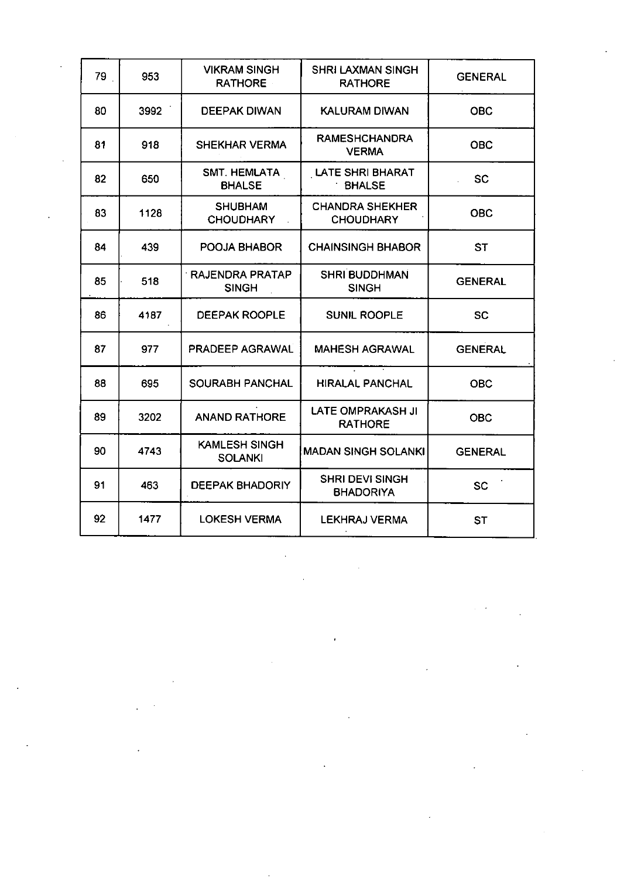| | | | | |
|---|---|---|---|---|
| 79 | 953 | VIKRAM SINGH RATHORE | SHRI LAXMAN SINGH RATHORE | GENERAL |
| 80 | 3992 | DEEPAK DIWAN | KALURAM DIWAN | OBC |
| 81 | 918 | SHEKHAR VERMA | RAMESHCHANDRA VERMA | OBC |
| 82 | 650 | SMT. HEMLATA BHALSE | LATE SHRI BHARAT BHALSE | SC |
| 83 | 1128 | SHUBHAM CHOUDHARY | CHANDRA SHEKHER CHOUDHARY | OBC |
| 84 | 439 | POOJA BHABOR | CHAINSINGH BHABOR | ST |
| 85 | 518 | RAJENDRA PRATAP SINGH | SHRI BUDDHMAN SINGH | GENERAL |
| 86 | 4187 | DEEPAK ROOPLE | SUNIL ROOPLE | SC |
| 87 | 977 | PRADEEP AGRAWAL | MAHESH AGRAWAL | GENERAL |
| 88 | 695 | SOURABH PANCHAL | HIRALAL PANCHAL | OBC |
| 89 | 3202 | ANAND RATHORE | LATE OMPRAKASH JI RATHORE | OBC |
| 90 | 4743 | KAMLESH SINGH SOLANKI | MADAN SINGH SOLANKI | GENERAL |
| 91 | 463 | DEEPAK BHADORIY | SHRI DEVI SINGH BHADORIYA | SC |
| 92 | 1477 | LOKESH VERMA | LEKHRAJ VERMA | ST |